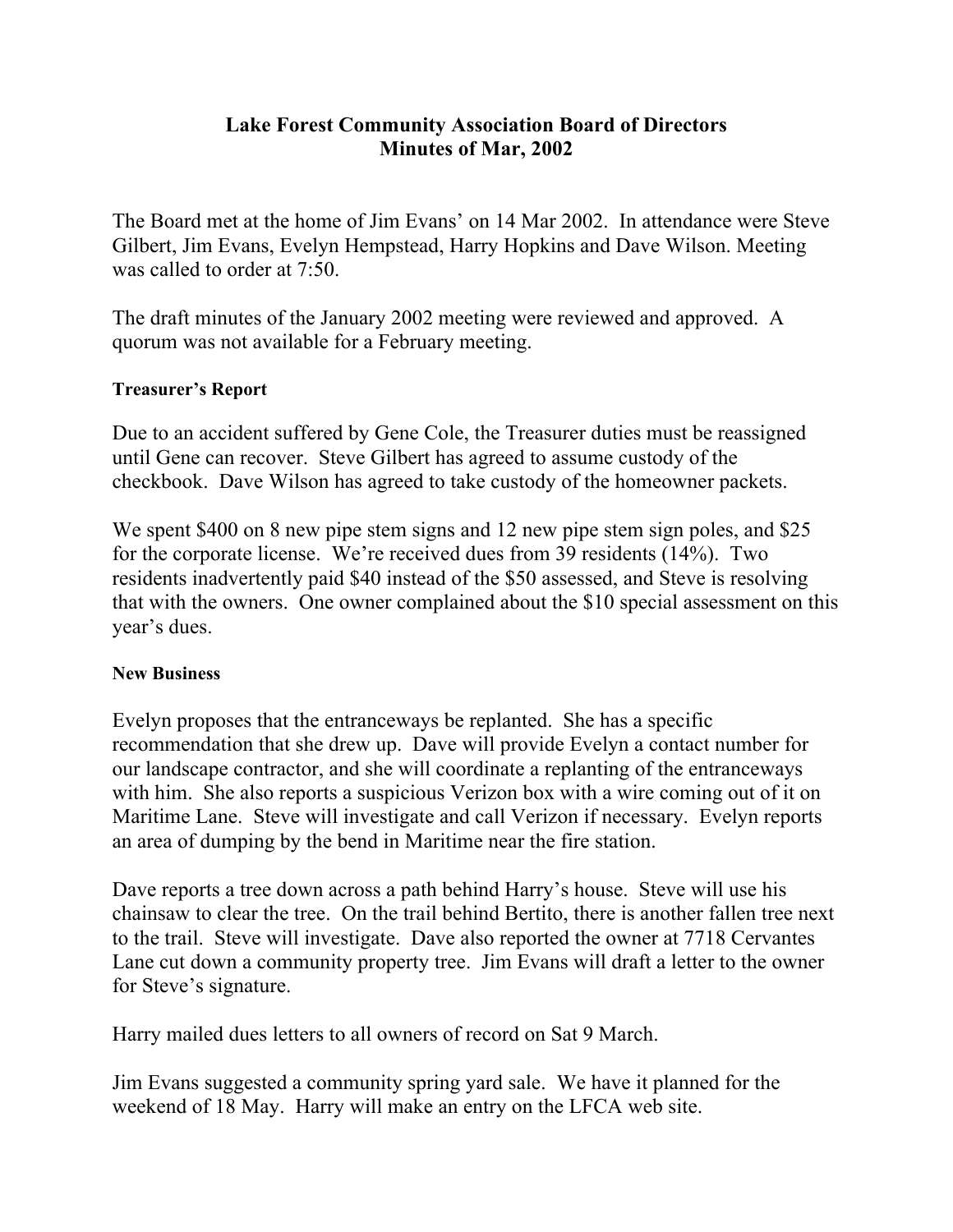# Lake Forest Community Association Board of Directors
## Minutes of Mar, 2002

The Board met at the home of Jim Evans' on 14 Mar 2002. In attendance were Steve Gilbert, Jim Evans, Evelyn Hempstead, Harry Hopkins and Dave Wilson. Meeting was called to order at 7:50.

The draft minutes of the January 2002 meeting were reviewed and approved. A quorum was not available for a February meeting.

#### Treasurer's Report

Due to an accident suffered by Gene Cole, the Treasurer duties must be reassigned until Gene can recover. Steve Gilbert has agreed to assume custody of the checkbook. Dave Wilson has agreed to take custody of the homeowner packets.

We spent $400 on 8 new pipe stem signs and 12 new pipe stem sign poles, and $25 for the corporate license. We're received dues from 39 residents (14%). Two residents inadvertently paid $40 instead of the $50 assessed, and Steve is resolving that with the owners. One owner complained about the $10 special assessment on this year's dues.

#### New Business

Evelyn proposes that the entranceways be replanted. She has a specific recommendation that she drew up. Dave will provide Evelyn a contact number for our landscape contractor, and she will coordinate a replanting of the entranceways with him. She also reports a suspicious Verizon box with a wire coming out of it on Maritime Lane. Steve will investigate and call Verizon if necessary. Evelyn reports an area of dumping by the bend in Maritime near the fire station.

Dave reports a tree down across a path behind Harry's house. Steve will use his chainsaw to clear the tree. On the trail behind Bertito, there is another fallen tree next to the trail. Steve will investigate. Dave also reported the owner at 7718 Cervantes Lane cut down a community property tree. Jim Evans will draft a letter to the owner for Steve's signature.

Harry mailed dues letters to all owners of record on Sat 9 March.

Jim Evans suggested a community spring yard sale. We have it planned for the weekend of 18 May. Harry will make an entry on the LFCA web site.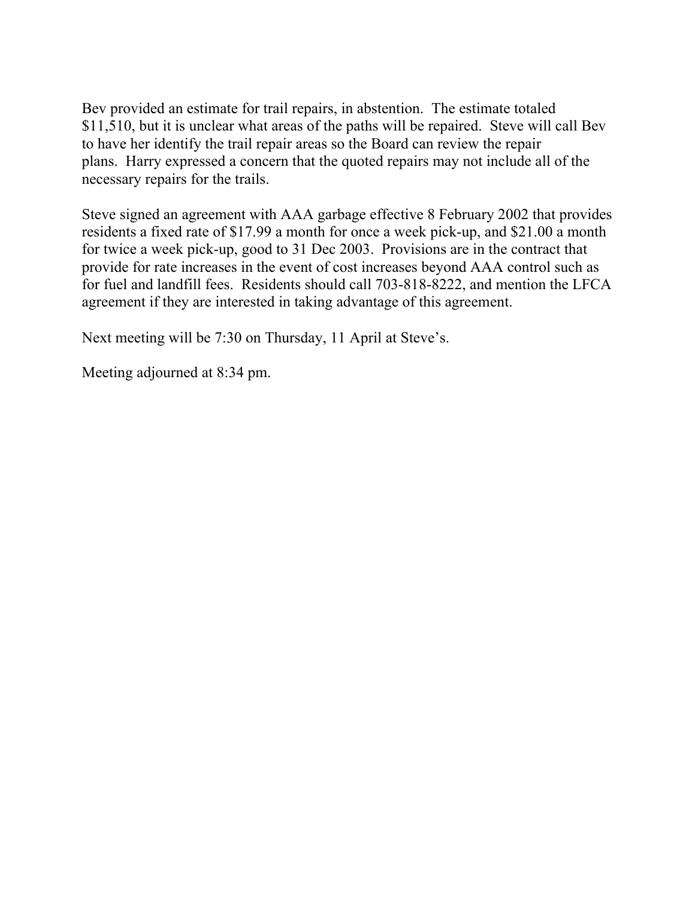Bev provided an estimate for trail repairs, in abstention. The estimate totaled $11,510, but it is unclear what areas of the paths will be repaired. Steve will call Bev to have her identify the trail repair areas so the Board can review the repair plans. Harry expressed a concern that the quoted repairs may not include all of the necessary repairs for the trails.

Steve signed an agreement with AAA garbage effective 8 February 2002 that provides residents a fixed rate of $17.99 a month for once a week pick-up, and $21.00 a month for twice a week pick-up, good to 31 Dec 2003. Provisions are in the contract that provide for rate increases in the event of cost increases beyond AAA control such as for fuel and landfill fees. Residents should call 703-818-8222, and mention the LFCA agreement if they are interested in taking advantage of this agreement.

Next meeting will be 7:30 on Thursday, 11 April at Steve's.

Meeting adjourned at 8:34 pm.